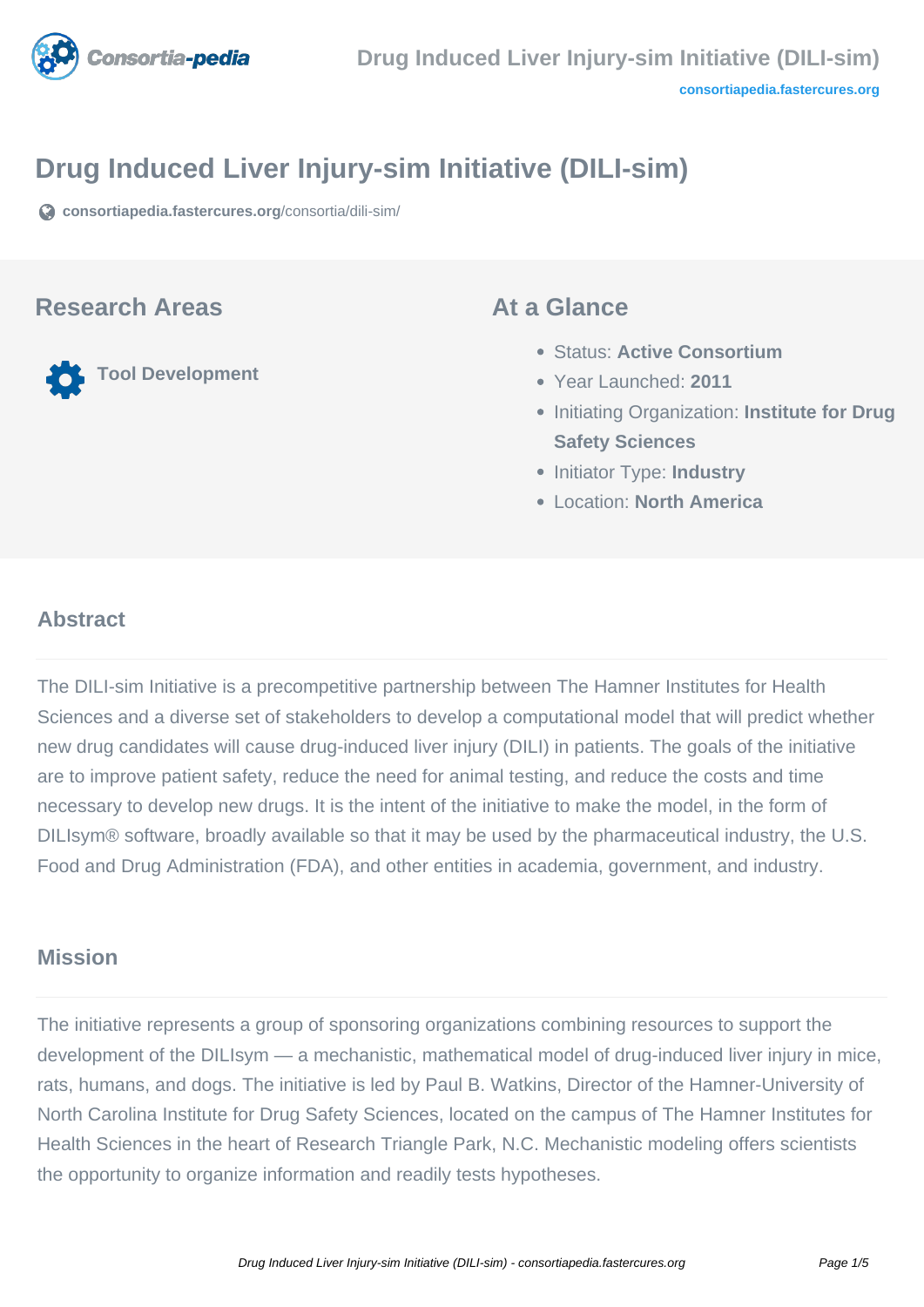# Drug Induced Liver Injury-sim Initiative (DILI-sim)

**consortiapedia.fastercures.org**/consortia/dili-sim/

## Research Areas

**Tool Development**

## At a Glance

- Status: **Active Consortium**
- Year Launched: **2011**
- Initiating Organization: **Institute for Drug Safety Sciences**
- Initiator Type: **Industry**
- Location: **North America**

## Abstract

The DILI-sim Initiative is a precompetitive partnership between The Hamner Institutes for Health Sciences and a diverse set of stakeholders to develop a computational model that will predict whether new drug candidates will cause drug-induced liver injury (DILI) in patients. The goals of the initiative are to improve patient safety, reduce the need for animal testing, and reduce the costs and time necessary to develop new drugs. It is the intent of the initiative to make the model, in the form of DILIsym® software, broadly available so that it may be used by the pharmaceutical industry, the U.S. Food and Drug Administration (FDA), and other entities in academia, government, and industry.

## Mission

The initiative represents a group of sponsoring organizations combining resources to support the development of the DILIsym — a mechanistic, mathematical model of drug-induced liver injury in mice, rats, humans, and dogs. The initiative is led by Paul B. Watkins, Director of the Hamner-University of North Carolina Institute for Drug Safety Sciences, located on the campus of The Hamner Institutes for Health Sciences in the heart of Research Triangle Park, N.C. Mechanistic modeling offers scientists the opportunity to organize information and readily tests hypotheses.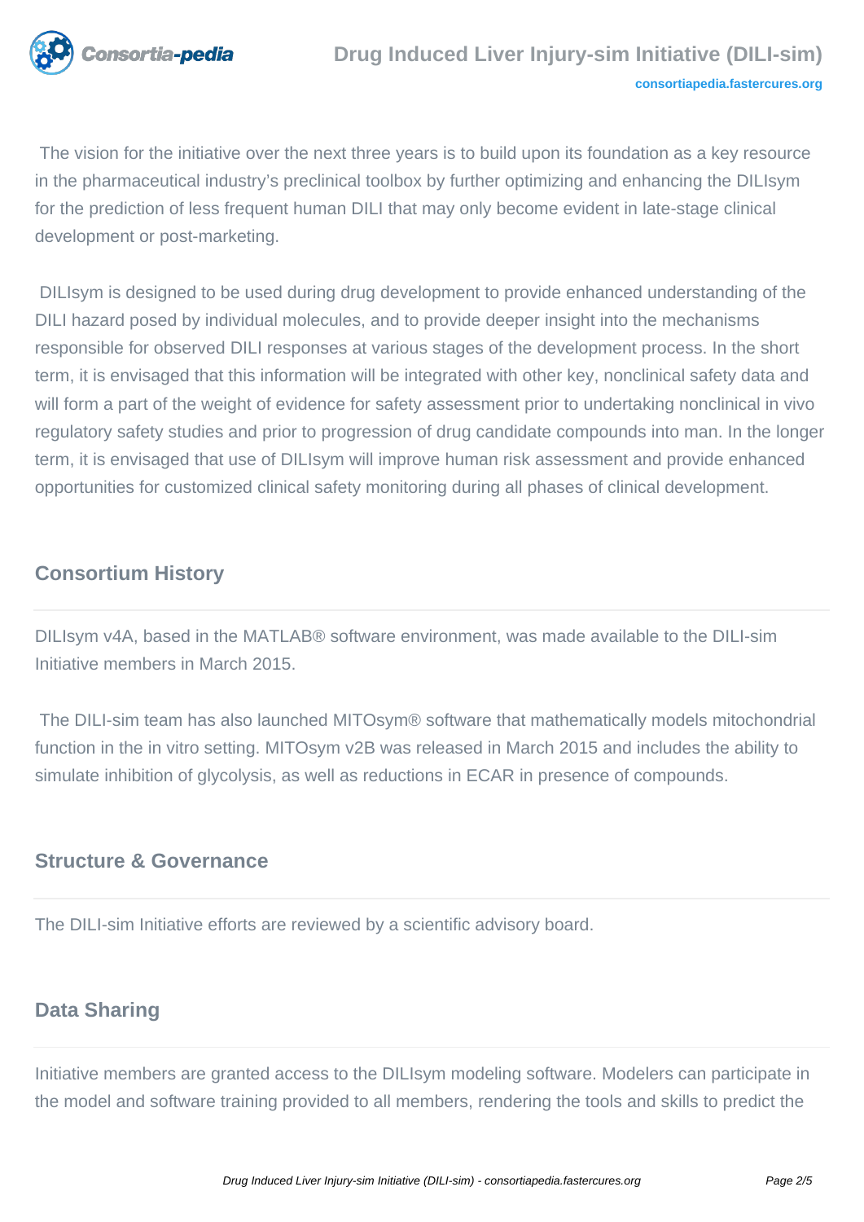The vision for the initiative over the next three years is to build upon its foundation as a key resource in the pharmaceutical industry's preclinical toolbox by further optimizing and enhancing the DILIsym for the prediction of less frequent human DILI that may only become evident in late-stage clinical development or post-marketing.

DILIsym is designed to be used during drug development to provide enhanced understanding of the DILI hazard posed by individual molecules, and to provide deeper insight into the mechanisms responsible for observed DILI responses at various stages of the development process. In the short term, it is envisaged that this information will be integrated with other key, nonclinical safety data and will form a part of the weight of evidence for safety assessment prior to undertaking nonclinical in vivo regulatory safety studies and prior to progression of drug candidate compounds into man. In the longer term, it is envisaged that use of DILIsym will improve human risk assessment and provide enhanced opportunities for customized clinical safety monitoring during all phases of clinical development.

## Consortium History

DILIsym v4A, based in the MATLAB® software environment, was made available to the DILI-sim Initiative members in March 2015.

The DILI-sim team has also launched MITOsym® software that mathematically models mitochondrial function in the in vitro setting. MITOsym v2B was released in March 2015 and includes the ability to simulate inhibition of glycolysis, as well as reductions in ECAR in presence of compounds.

## Structure & Governance

The DILI-sim Initiative efforts are reviewed by a scientific advisory board.

## Data Sharing

Initiative members are granted access to the DILIsym modeling software. Modelers can participate in the model and software training provided to all members, rendering the tools and skills to predict the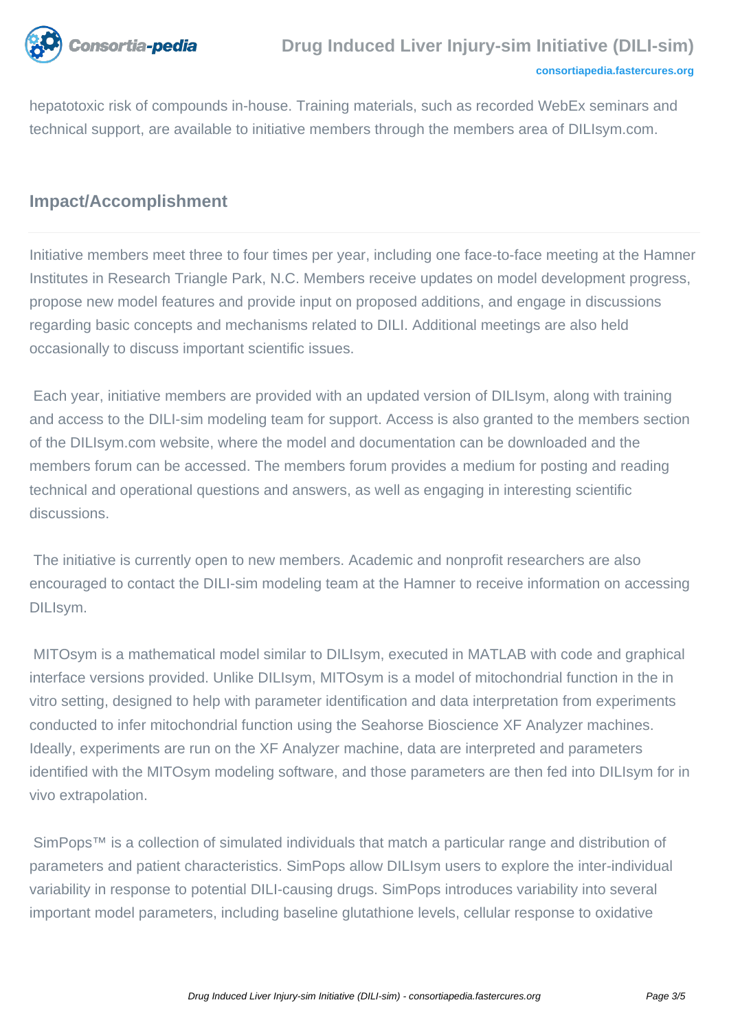hepatotoxic risk of compounds in-house. Training materials, such as recorded WebEx seminars and technical support, are available to initiative members through the members area of DILIsym.com.

## Impact/Accomplishment

Initiative members meet three to four times per year, including one face-to-face meeting at the Hamner Institutes in Research Triangle Park, N.C. Members receive updates on model development progress, propose new model features and provide input on proposed additions, and engage in discussions regarding basic concepts and mechanisms related to DILI. Additional meetings are also held occasionally to discuss important scientific issues.

Each year, initiative members are provided with an updated version of DILIsym, along with training and access to the DILI-sim modeling team for support. Access is also granted to the members section of the DILIsym.com website, where the model and documentation can be downloaded and the members forum can be accessed. The members forum provides a medium for posting and reading technical and operational questions and answers, as well as engaging in interesting scientific discussions.

The initiative is currently open to new members. Academic and nonprofit researchers are also encouraged to contact the DILI-sim modeling team at the Hamner to receive information on accessing DILIsym.

MITOsym is a mathematical model similar to DILIsym, executed in MATLAB with code and graphical interface versions provided. Unlike DILIsym, MITOsym is a model of mitochondrial function in the in vitro setting, designed to help with parameter identification and data interpretation from experiments conducted to infer mitochondrial function using the Seahorse Bioscience XF Analyzer machines. Ideally, experiments are run on the XF Analyzer machine, data are interpreted and parameters identified with the MITOsym modeling software, and those parameters are then fed into DILIsym for in vivo extrapolation.

SimPops™ is a collection of simulated individuals that match a particular range and distribution of parameters and patient characteristics. SimPops allow DILIsym users to explore the inter-individual variability in response to potential DILI-causing drugs. SimPops introduces variability into several important model parameters, including baseline glutathione levels, cellular response to oxidative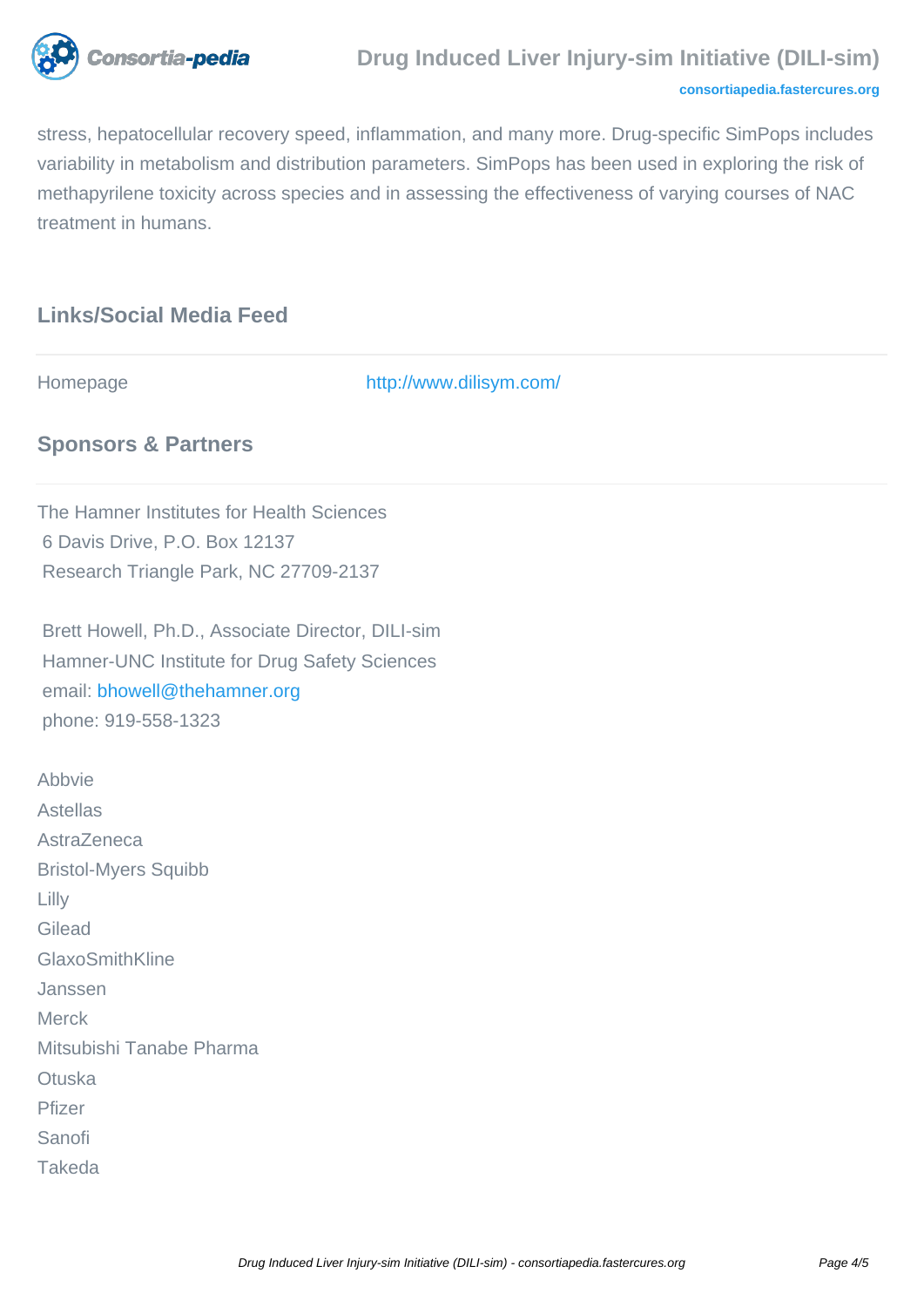stress, hepatocellular recovery speed, inflammation, and many more. Drug-specific SimPops includes variability in metabolism and distribution parameters. SimPops has been used in exploring the risk of methapyrilene toxicity across species and in assessing the effectiveness of varying courses of NAC treatment in humans.

## Links/Social Media Feed

| Homepage | http://www.dilisym.com/ |
|---|---|

## Sponsors & Partners

The Hamner Institutes for Health Sciences
6 Davis Drive, P.O. Box 12137
Research Triangle Park, NC 27709-2137

Brett Howell, Ph.D., Associate Director, DILI-sim
Hamner-UNC Institute for Drug Safety Sciences
email: bhowell@thehamner.org
phone: 919-558-1323

Abbvie
Astellas
AstraZeneca
Bristol-Myers Squibb
Lilly
Gilead
GlaxoSmithKline
Janssen
Merck
Mitsubishi Tanabe Pharma
Otuska
Pfizer
Sanofi
Takeda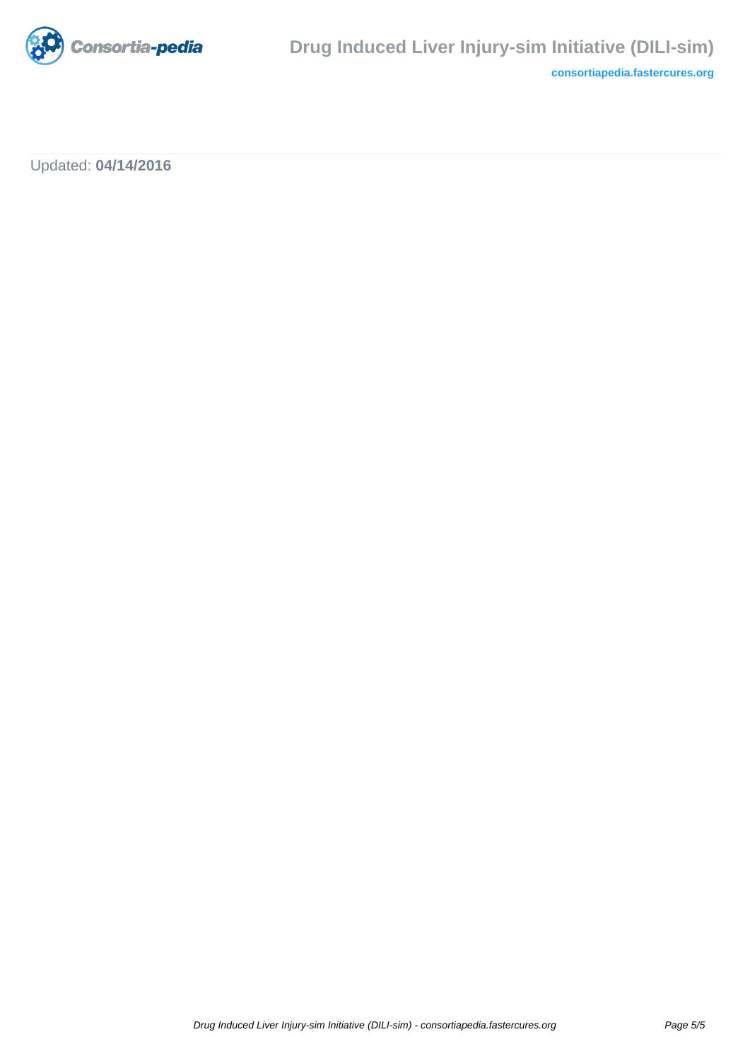Updated: **04/14/2016**